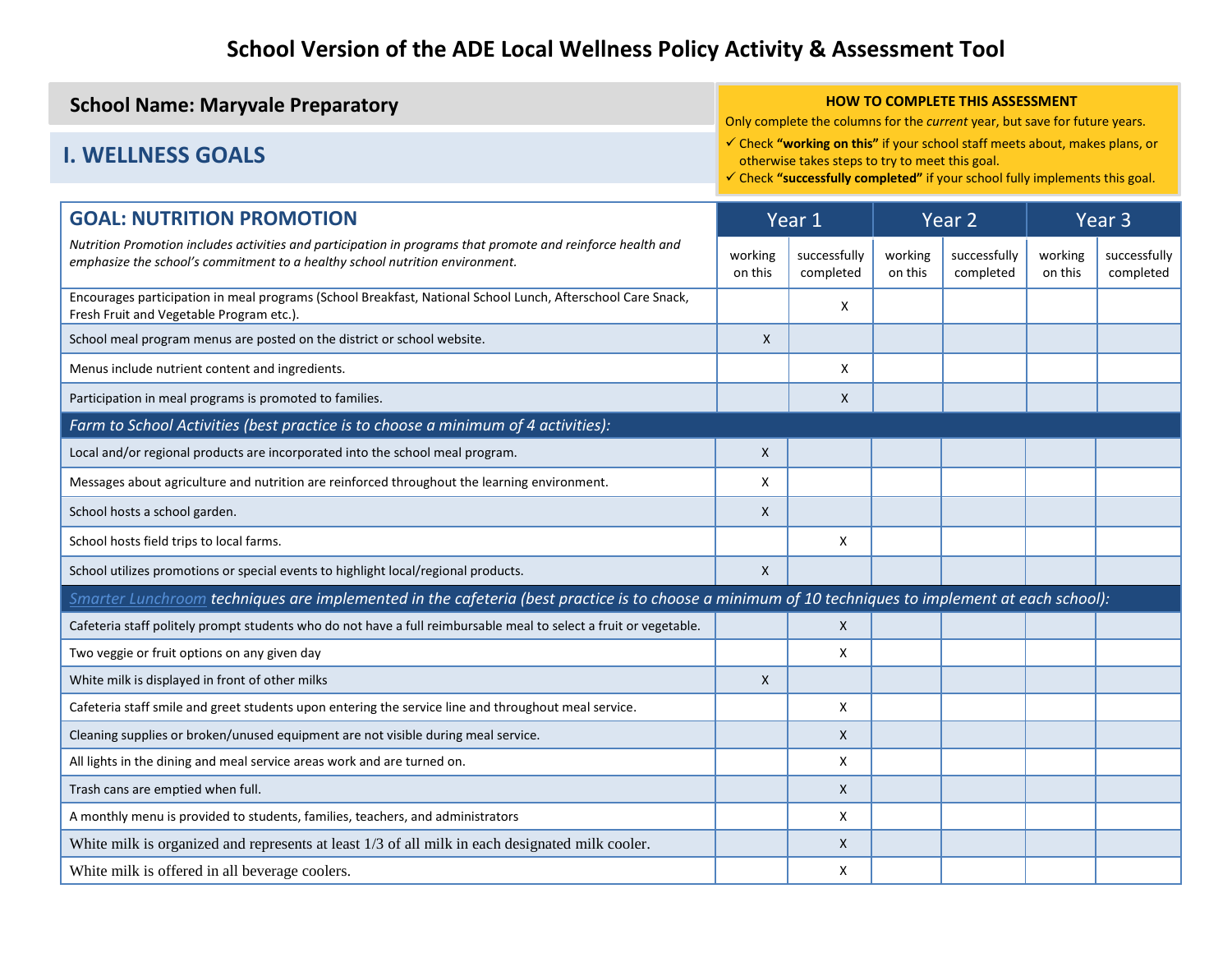# School Version of the ADE Local Wellness Policy Activity & Assessment Tool

**School Name: Maryvale Preparatory**

## I. WELLNESS GOALS

**HOW TO COMPLETE THIS ASSESSMENT**

Only complete the columns for the *current* year, but save for future years.

- ✓ Check **"working on this"** if your school staff meets about, makes plans, or otherwise takes steps to try to meet this goal.
- ✓ Check **"successfully completed"** if your school fully implements this goal.

| **GOAL: NUTRITION PROMOTION**<br>*Nutrition Promotion includes activities and participation in programs that promote and reinforce health and emphasize the school's commitment to a healthy school nutrition environment.* | Year 1 | | Year 2 | | Year 3 | |
|---|---|---|---|---|---|---|
| | working on this | successfully completed | working on this | successfully completed | working on this | successfully completed |
| Encourages participation in meal programs (School Breakfast, National School Lunch, Afterschool Care Snack, Fresh Fruit and Vegetable Program etc.). | | X | | | | |
| School meal program menus are posted on the district or school website. | X | | | | | |
| Menus include nutrient content and ingredients. | | X | | | | |
| Participation in meal programs is promoted to families. | | X | | | | |
| *Farm to School Activities (best practice is to choose a minimum of 4 activities):* | | | | | | |
| Local and/or regional products are incorporated into the school meal program. | X | | | | | |
| Messages about agriculture and nutrition are reinforced throughout the learning environment. | X | | | | | |
| School hosts a school garden. | X | | | | | |
| School hosts field trips to local farms. | | X | | | | |
| School utilizes promotions or special events to highlight local/regional products. | X | | | | | |
| *Smarter Lunchroom techniques are implemented in the cafeteria (best practice is to choose a minimum of 10 techniques to implement at each school):* | | | | | | |
| Cafeteria staff politely prompt students who do not have a full reimbursable meal to select a fruit or vegetable. | | X | | | | |
| Two veggie or fruit options on any given day | | X | | | | |
| White milk is displayed in front of other milks | X | | | | | |
| Cafeteria staff smile and greet students upon entering the service line and throughout meal service. | | X | | | | |
| Cleaning supplies or broken/unused equipment are not visible during meal service. | | X | | | | |
| All lights in the dining and meal service areas work and are turned on. | | X | | | | |
| Trash cans are emptied when full. | | X | | | | |
| A monthly menu is provided to students, families, teachers, and administrators | | X | | | | |
| White milk is organized and represents at least 1/3 of all milk in each designated milk cooler. | | X | | | | |
| White milk is offered in all beverage coolers. | | X | | | | |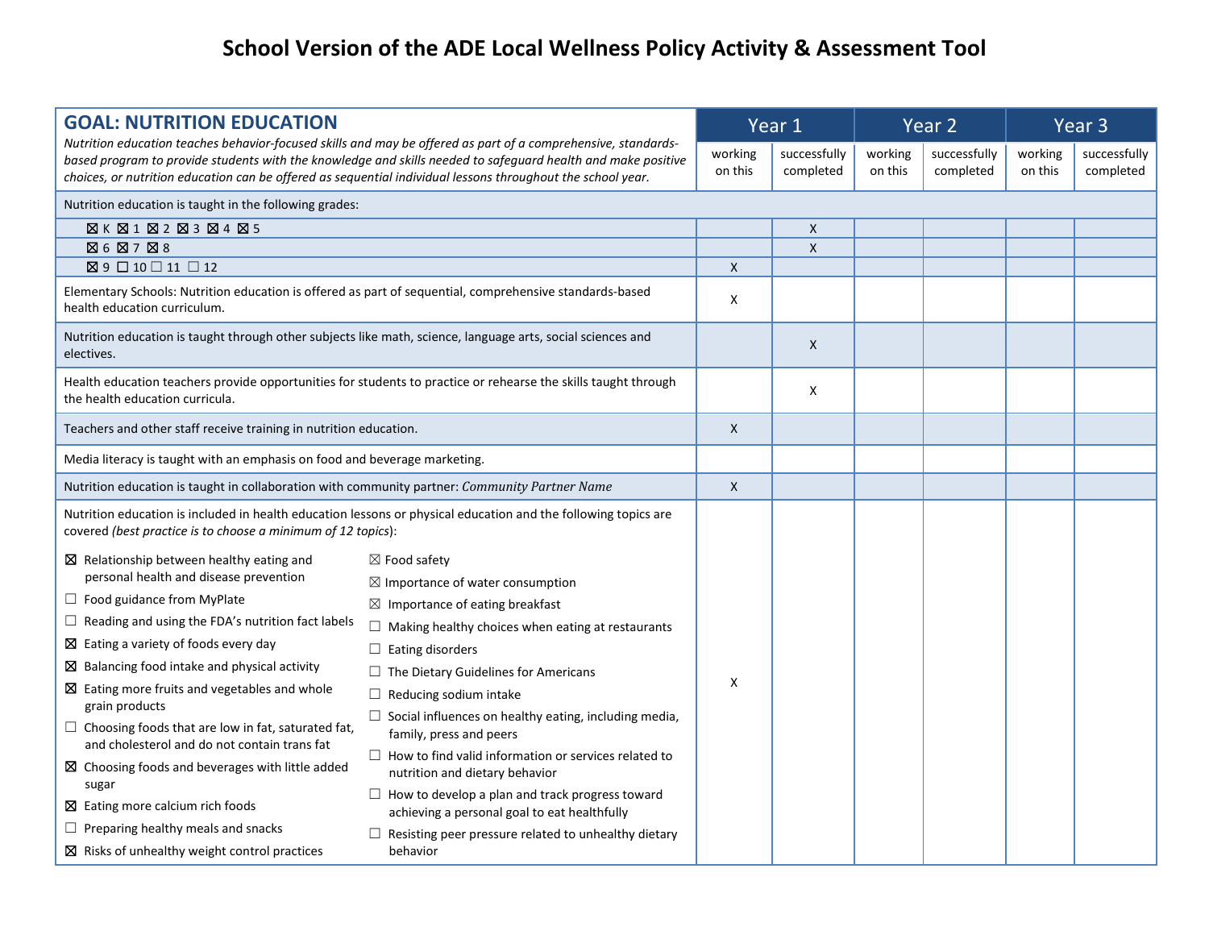# School Version of the ADE Local Wellness Policy Activity & Assessment Tool

| **GOAL: NUTRITION EDUCATION**<br>*Nutrition education teaches behavior-focused skills and may be offered as part of a comprehensive, standards-based program to provide students with the knowledge and skills needed to safeguard health and make positive choices, or nutrition education can be offered as sequential individual lessons throughout the school year.* | Year 1 | | Year 2 | | Year 3 | |
|---|---|---|---|---|---|---|
| | working on this | successfully completed | working on this | successfully completed | working on this | successfully completed |
| Nutrition education is taught in the following grades: | | | | | | |
| ☒ K ☒ 1 ☒ 2 ☒ 3 ☒ 4 ☒ 5 | | X | | | | |
| ☒ 6 ☒ 7 ☒ 8 | | X | | | | |
| ☒ 9 ☐ 10 ☐ 11 ☐ 12 | X | | | | | |
| Elementary Schools: Nutrition education is offered as part of sequential, comprehensive standards-based health education curriculum. | X | | | | | |
| Nutrition education is taught through other subjects like math, science, language arts, social sciences and electives. | | X | | | | |
| Health education teachers provide opportunities for students to practice or rehearse the skills taught through the health education curricula. | | X | | | | |
| Teachers and other staff receive training in nutrition education. | X | | | | | |
| Media literacy is taught with an emphasis on food and beverage marketing. | | | | | | |
| Nutrition education is taught in collaboration with community partner: *Community Partner Name* | X | | | | | |
| Nutrition education is included in health education lessons or physical education and the following topics are covered (*best practice is to choose a minimum of 12 topics*):<br>☒ Relationship between healthy eating and personal health and disease prevention<br>☐ Food guidance from MyPlate<br>☐ Reading and using the FDA's nutrition fact labels<br>☒ Eating a variety of foods every day<br>☒ Balancing food intake and physical activity<br>☒ Eating more fruits and vegetables and whole grain products<br>☐ Choosing foods that are low in fat, saturated fat, and cholesterol and do not contain trans fat<br>☒ Choosing foods and beverages with little added sugar<br>☒ Eating more calcium rich foods<br>☐ Preparing healthy meals and snacks<br>☒ Risks of unhealthy weight control practices<br>☒ Food safety<br>☒ Importance of water consumption<br>☒ Importance of eating breakfast<br>☐ Making healthy choices when eating at restaurants<br>☐ Eating disorders<br>☐ The Dietary Guidelines for Americans<br>☐ Reducing sodium intake<br>☐ Social influences on healthy eating, including media, family, press and peers<br>☐ How to find valid information or services related to nutrition and dietary behavior<br>☐ How to develop a plan and track progress toward achieving a personal goal to eat healthfully<br>☐ Resisting peer pressure related to unhealthy dietary behavior | X | | | | | |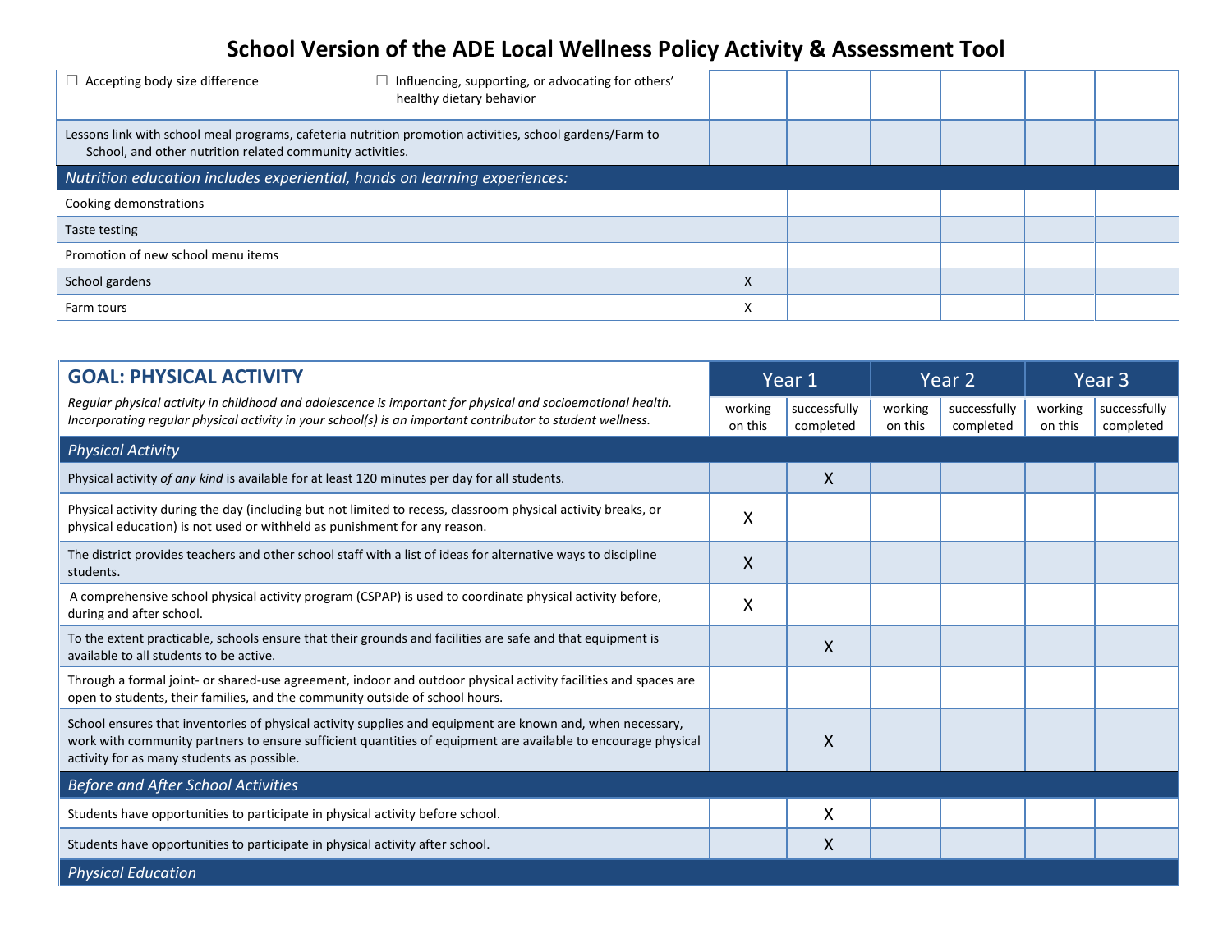# School Version of the ADE Local Wellness Policy Activity & Assessment Tool

| | | | | | | |
|---|---|---|---|---|---|---|
| ☐ Accepting body size difference ☐ Influencing, supporting, or advocating for others' healthy dietary behavior | | | | | | |
| Lessons link with school meal programs, cafeteria nutrition promotion activities, school gardens/Farm to School, and other nutrition related community activities. | | | | | | |
| *Nutrition education includes experiential, hands on learning experiences:* | | | | | | |
| Cooking demonstrations | | | | | | |
| Taste testing | | | | | | |
| Promotion of new school menu items | | | | | | |
| School gardens | X | | | | | |
| Farm tours | X | | | | | |

| **GOAL: PHYSICAL ACTIVITY** *Regular physical activity in childhood and adolescence is important for physical and socioemotional health. Incorporating regular physical activity in your school(s) is an important contributor to student wellness.* | Year 1 | | Year 2 | | Year 3 | |
|---|---|---|---|---|---|---|
| | working on this | successfully completed | working on this | successfully completed | working on this | successfully completed |
| *Physical Activity* | | | | | | |
| Physical activity *of any kind* is available for at least 120 minutes per day for all students. | | X | | | | |
| Physical activity during the day (including but not limited to recess, classroom physical activity breaks, or physical education) is not used or withheld as punishment for any reason. | X | | | | | |
| The district provides teachers and other school staff with a list of ideas for alternative ways to discipline students. | X | | | | | |
| A comprehensive school physical activity program (CSPAP) is used to coordinate physical activity before, during and after school. | X | | | | | |
| To the extent practicable, schools ensure that their grounds and facilities are safe and that equipment is available to all students to be active. | | X | | | | |
| Through a formal joint- or shared-use agreement, indoor and outdoor physical activity facilities and spaces are open to students, their families, and the community outside of school hours. | | | | | | |
| School ensures that inventories of physical activity supplies and equipment are known and, when necessary, work with community partners to ensure sufficient quantities of equipment are available to encourage physical activity for as many students as possible. | | X | | | | |
| *Before and After School Activities* | | | | | | |
| Students have opportunities to participate in physical activity before school. | | X | | | | |
| Students have opportunities to participate in physical activity after school. | | X | | | | |
| *Physical Education* | | | | | | |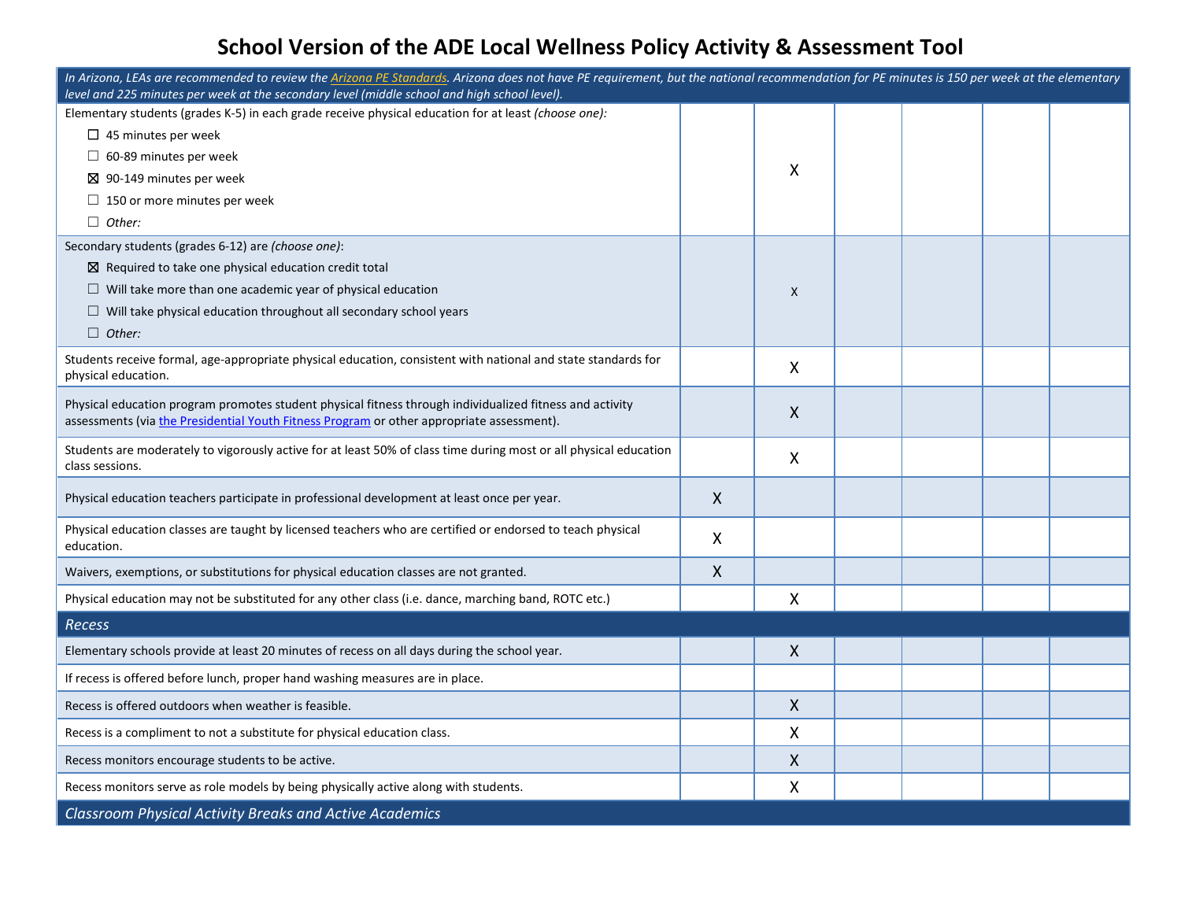# School Version of the ADE Local Wellness Policy Activity & Assessment Tool

| *In Arizona, LEAs are recommended to review the [Arizona PE Standards](). Arizona does not have PE requirement, but the national recommendation for PE minutes is 150 per week at the elementary level and 225 minutes per week at the secondary level (middle school and high school level).* | | | | | | |
|---|---|---|---|---|---|---|
| Elementary students (grades K-5) in each grade receive physical education for at least *(choose one)*:<br>☐ 45 minutes per week<br>☐ 60-89 minutes per week<br>☒ 90-149 minutes per week<br>☐ 150 or more minutes per week<br>☐ *Other:* | | X | | | | |
| Secondary students (grades 6-12) are *(choose one)*:<br>☒ Required to take one physical education credit total<br>☐ Will take more than one academic year of physical education<br>☐ Will take physical education throughout all secondary school years<br>☐ *Other:* | | x | | | | |
| Students receive formal, age-appropriate physical education, consistent with national and state standards for physical education. | | X | | | | |
| Physical education program promotes student physical fitness through individualized fitness and activity assessments (via [the Presidential Youth Fitness Program]() or other appropriate assessment). | | X | | | | |
| Students are moderately to vigorously active for at least 50% of class time during most or all physical education class sessions. | | X | | | | |
| Physical education teachers participate in professional development at least once per year. | X | | | | | |
| Physical education classes are taught by licensed teachers who are certified or endorsed to teach physical education. | X | | | | | |
| Waivers, exemptions, or substitutions for physical education classes are not granted. | X | | | | | |
| Physical education may not be substituted for any other class (i.e. dance, marching band, ROTC etc.) | | X | | | | |
| ***Recess*** | | | | | | |
| Elementary schools provide at least 20 minutes of recess on all days during the school year. | | X | | | | |
| If recess is offered before lunch, proper hand washing measures are in place. | | | | | | |
| Recess is offered outdoors when weather is feasible. | | X | | | | |
| Recess is a compliment to not a substitute for physical education class. | | X | | | | |
| Recess monitors encourage students to be active. | | X | | | | |
| Recess monitors serve as role models by being physically active along with students. | | X | | | | |
| ***Classroom Physical Activity Breaks and Active Academics*** | | | | | | |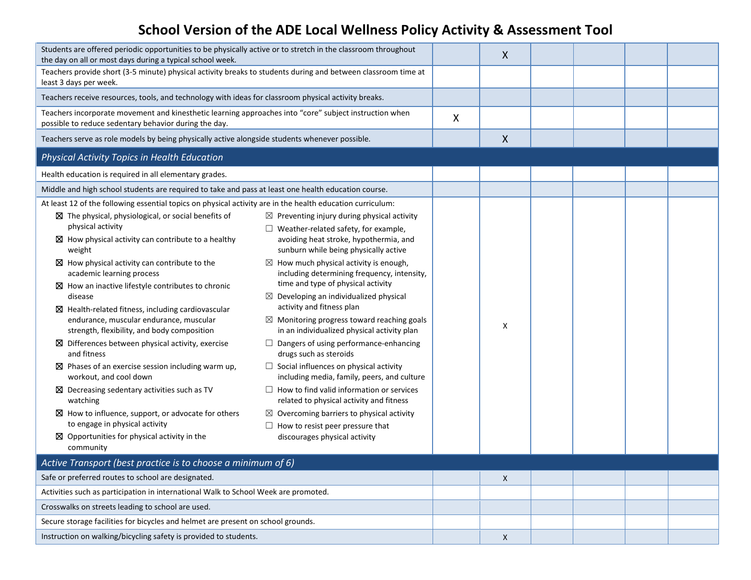# School Version of the ADE Local Wellness Policy Activity & Assessment Tool

| | | | | | | |
|---|---|---|---|---|---|---|
| Students are offered periodic opportunities to be physically active or to stretch in the classroom throughout the day on all or most days during a typical school week. | | X | | | | |
| Teachers provide short (3-5 minute) physical activity breaks to students during and between classroom time at least 3 days per week. | | | | | | |
| Teachers receive resources, tools, and technology with ideas for classroom physical activity breaks. | | | | | | |
| Teachers incorporate movement and kinesthetic learning approaches into "core" subject instruction when possible to reduce sedentary behavior during the day. | X | | | | | |
| Teachers serve as role models by being physically active alongside students whenever possible. | | X | | | | |
| ***Physical Activity Topics in Health Education*** | | | | | | |
| Health education is required in all elementary grades. | | | | | | |
| Middle and high school students are required to take and pass at least one health education course. | | | | | | |
| At least 12 of the following essential topics on physical activity are in the health education curriculum:<br>☒ The physical, physiological, or social benefits of physical activity<br>☒ How physical activity can contribute to a healthy weight<br>☒ How physical activity can contribute to the academic learning process<br>☒ How an inactive lifestyle contributes to chronic disease<br>☒ Health-related fitness, including cardiovascular endurance, muscular endurance, muscular strength, flexibility, and body composition<br>☒ Differences between physical activity, exercise and fitness<br>☒ Phases of an exercise session including warm up, workout, and cool down<br>☒ Decreasing sedentary activities such as TV watching<br>☒ How to influence, support, or advocate for others to engage in physical activity<br>☒ Opportunities for physical activity in the community<br>☒ Preventing injury during physical activity<br>☐ Weather-related safety, for example, avoiding heat stroke, hypothermia, and sunburn while being physically active<br>☒ How much physical activity is enough, including determining frequency, intensity, time and type of physical activity<br>☒ Developing an individualized physical activity and fitness plan<br>☒ Monitoring progress toward reaching goals in an individualized physical activity plan<br>☐ Dangers of using performance-enhancing drugs such as steroids<br>☐ Social influences on physical activity including media, family, peers, and culture<br>☐ How to find valid information or services related to physical activity and fitness<br>☒ Overcoming barriers to physical activity<br>☐ How to resist peer pressure that discourages physical activity | | X | | | | |
| ***Active Transport (best practice is to choose a minimum of 6)*** | | | | | | |
| Safe or preferred routes to school are designated. | | X | | | | |
| Activities such as participation in international Walk to School Week are promoted. | | | | | | |
| Crosswalks on streets leading to school are used. | | | | | | |
| Secure storage facilities for bicycles and helmet are present on school grounds. | | | | | | |
| Instruction on walking/bicycling safety is provided to students. | | X | | | | |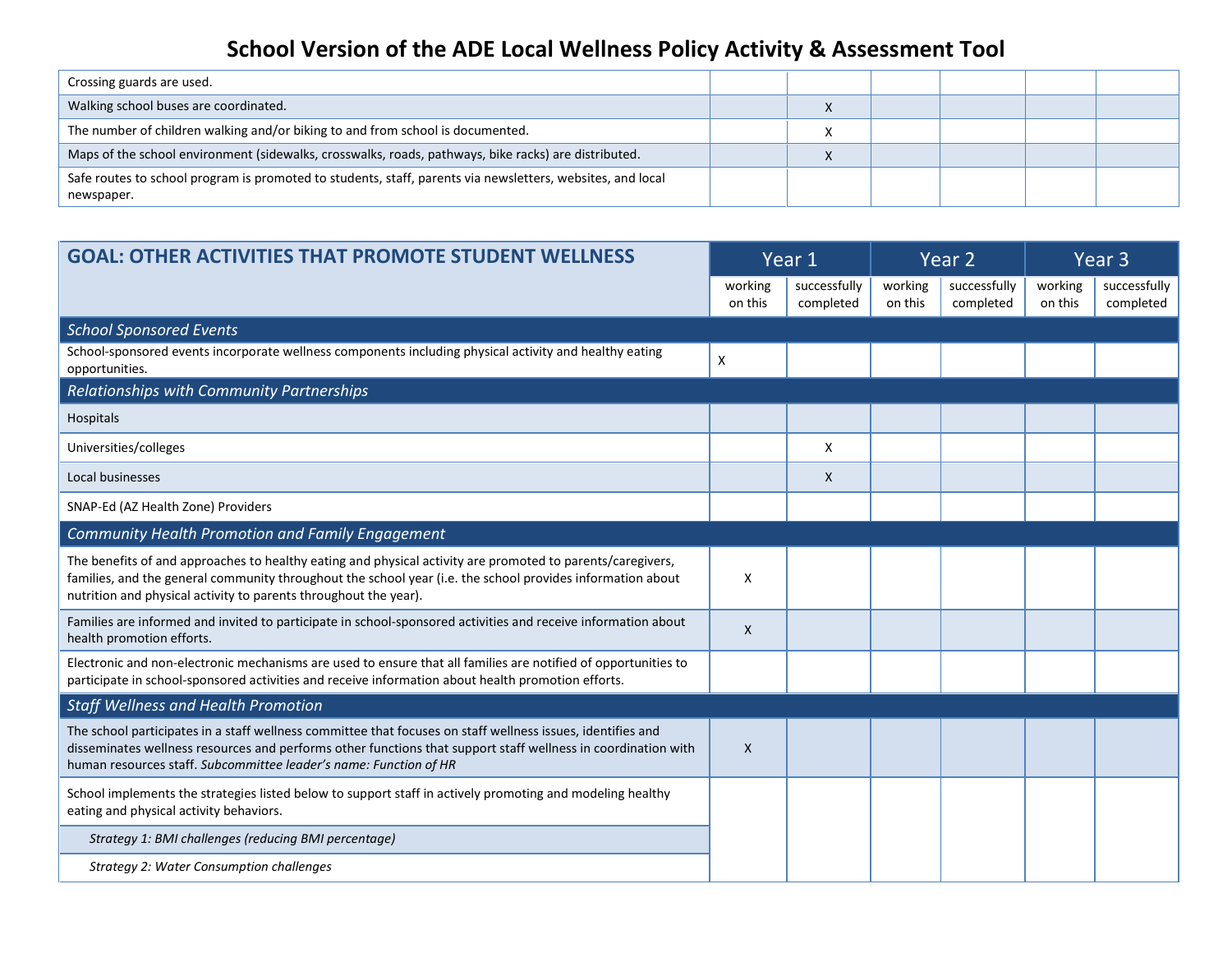# School Version of the ADE Local Wellness Policy Activity & Assessment Tool

| | | | | | | |
|---|---|---|---|---|---|---|
| Crossing guards are used. | | | | | | |
| Walking school buses are coordinated. | | X | | | | |
| The number of children walking and/or biking to and from school is documented. | | X | | | | |
| Maps of the school environment (sidewalks, crosswalks, roads, pathways, bike racks) are distributed. | | X | | | | |
| Safe routes to school program is promoted to students, staff, parents via newsletters, websites, and local newspaper. | | | | | | |

| GOAL: OTHER ACTIVITIES THAT PROMOTE STUDENT WELLNESS | Year 1 | | Year 2 | | Year 3 | |
|---|---|---|---|---|---|---|
| | working on this | successfully completed | working on this | successfully completed | working on this | successfully completed |
| ***School Sponsored Events*** | | | | | | |
| School-sponsored events incorporate wellness components including physical activity and healthy eating opportunities. | X | | | | | |
| ***Relationships with Community Partnerships*** | | | | | | |
| Hospitals | | | | | | |
| Universities/colleges | | X | | | | |
| Local businesses | | X | | | | |
| SNAP-Ed (AZ Health Zone) Providers | | | | | | |
| ***Community Health Promotion and Family Engagement*** | | | | | | |
| The benefits of and approaches to healthy eating and physical activity are promoted to parents/caregivers, families, and the general community throughout the school year (i.e. the school provides information about nutrition and physical activity to parents throughout the year). | X | | | | | |
| Families are informed and invited to participate in school-sponsored activities and receive information about health promotion efforts. | X | | | | | |
| Electronic and non-electronic mechanisms are used to ensure that all families are notified of opportunities to participate in school-sponsored activities and receive information about health promotion efforts. | | | | | | |
| ***Staff Wellness and Health Promotion*** | | | | | | |
| The school participates in a staff wellness committee that focuses on staff wellness issues, identifies and disseminates wellness resources and performs other functions that support staff wellness in coordination with human resources staff. *Subcommittee leader's name: Function of HR* | X | | | | | |
| School implements the strategies listed below to support staff in actively promoting and modeling healthy eating and physical activity behaviors. | | | | | | |
| *Strategy 1: BMI challenges (reducing BMI percentage)* | | | | | | |
| *Strategy 2: Water Consumption challenges* | | | | | | |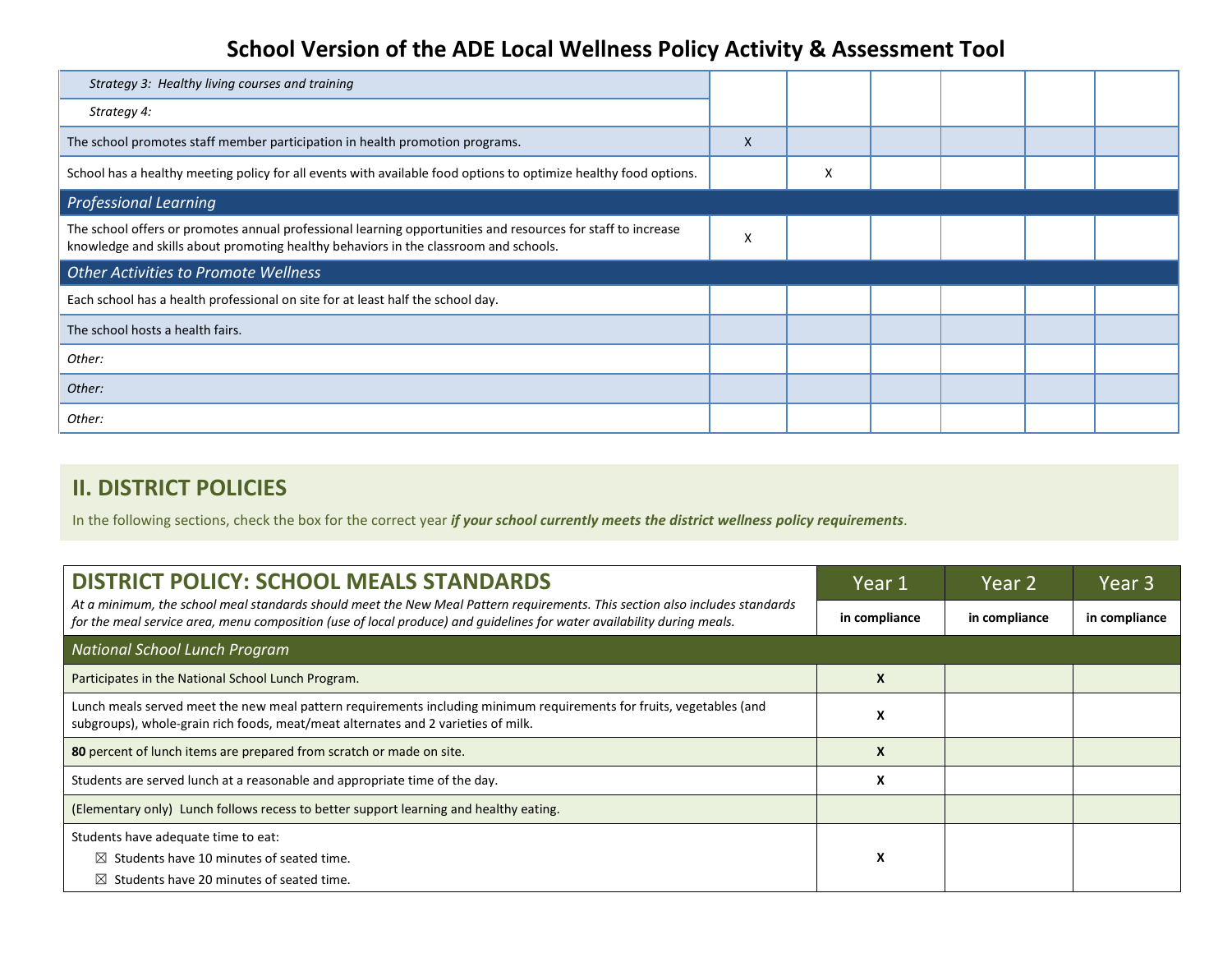# School Version of the ADE Local Wellness Policy Activity & Assessment Tool

| | | | | | | |
|---|---|---|---|---|---|---|
| *Strategy 3: Healthy living courses and training* | | | | | | |
| *Strategy 4:* | | | | | | |
| The school promotes staff member participation in health promotion programs. | X | | | | | |
| School has a healthy meeting policy for all events with available food options to optimize healthy food options. | | X | | | | |
| ***Professional Learning*** | | | | | | |
| The school offers or promotes annual professional learning opportunities and resources for staff to increase knowledge and skills about promoting healthy behaviors in the classroom and schools. | X | | | | | |
| ***Other Activities to Promote Wellness*** | | | | | | |
| Each school has a health professional on site for at least half the school day. | | | | | | |
| The school hosts a health fairs. | | | | | | |
| *Other:* | | | | | | |
| *Other:* | | | | | | |
| *Other:* | | | | | | |

## II. DISTRICT POLICIES

In the following sections, check the box for the correct year ***if your school currently meets the district wellness policy requirements***.

| **DISTRICT POLICY: SCHOOL MEALS STANDARDS**<br>*At a minimum, the school meal standards should meet the New Meal Pattern requirements. This section also includes standards for the meal service area, menu composition (use of local produce) and guidelines for water availability during meals.* | Year 1<br>**in compliance** | Year 2<br>**in compliance** | Year 3<br>**in compliance** |
|---|---|---|---|
| ***National School Lunch Program*** | | | |
| Participates in the National School Lunch Program. | **X** | | |
| Lunch meals served meet the new meal pattern requirements including minimum requirements for fruits, vegetables (and subgroups), whole-grain rich foods, meat/meat alternates and 2 varieties of milk. | **X** | | |
| **80** percent of lunch items are prepared from scratch or made on site. | **X** | | |
| Students are served lunch at a reasonable and appropriate time of the day. | **X** | | |
| (Elementary only) Lunch follows recess to better support learning and healthy eating. | | | |
| Students have adequate time to eat:<br>☒ Students have 10 minutes of seated time.<br>☒ Students have 20 minutes of seated time. | **X** | | |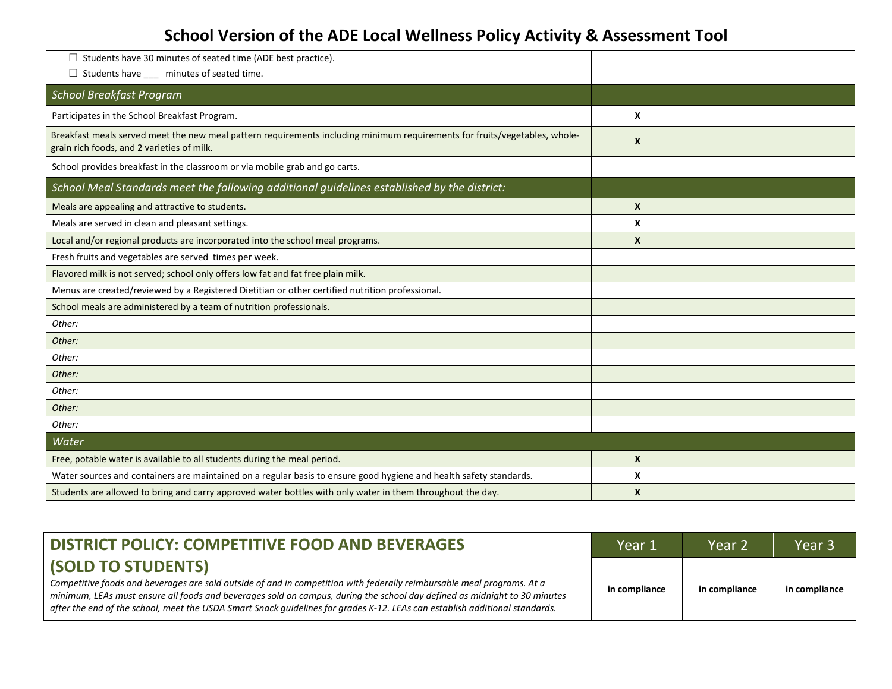# School Version of the ADE Local Wellness Policy Activity & Assessment Tool

| | | | |
|---|---|---|---|
| ☐ Students have 30 minutes of seated time (ADE best practice).<br>☐ Students have ___ minutes of seated time. | | | |
| *School Breakfast Program* | | | |
| Participates in the School Breakfast Program. | X | | |
| Breakfast meals served meet the new meal pattern requirements including minimum requirements for fruits/vegetables, whole-grain rich foods, and 2 varieties of milk. | X | | |
| School provides breakfast in the classroom or via mobile grab and go carts. | | | |
| *School Meal Standards meet the following additional guidelines established by the district:* | | | |
| Meals are appealing and attractive to students. | X | | |
| Meals are served in clean and pleasant settings. | X | | |
| Local and/or regional products are incorporated into the school meal programs. | X | | |
| Fresh fruits and vegetables are served times per week. | | | |
| Flavored milk is not served; school only offers low fat and fat free plain milk. | | | |
| Menus are created/reviewed by a Registered Dietitian or other certified nutrition professional. | | | |
| School meals are administered by a team of nutrition professionals. | | | |
| *Other:* | | | |
| *Other:* | | | |
| *Other:* | | | |
| *Other:* | | | |
| *Other:* | | | |
| *Other:* | | | |
| *Other:* | | | |
| *Water* | | | |
| Free, potable water is available to all students during the meal period. | X | | |
| Water sources and containers are maintained on a regular basis to ensure good hygiene and health safety standards. | X | | |
| Students are allowed to bring and carry approved water bottles with only water in them throughout the day. | X | | |

| **DISTRICT POLICY: COMPETITIVE FOOD AND BEVERAGES (SOLD TO STUDENTS)** | Year 1 | Year 2 | Year 3 |
|---|---|---|---|
| *Competitive foods and beverages are sold outside of and in competition with federally reimbursable meal programs. At a minimum, LEAs must ensure all foods and beverages sold on campus, during the school day defined as midnight to 30 minutes after the end of the school, meet the USDA Smart Snack guidelines for grades K-12. LEAs can establish additional standards.* | **in compliance** | **in compliance** | **in compliance** |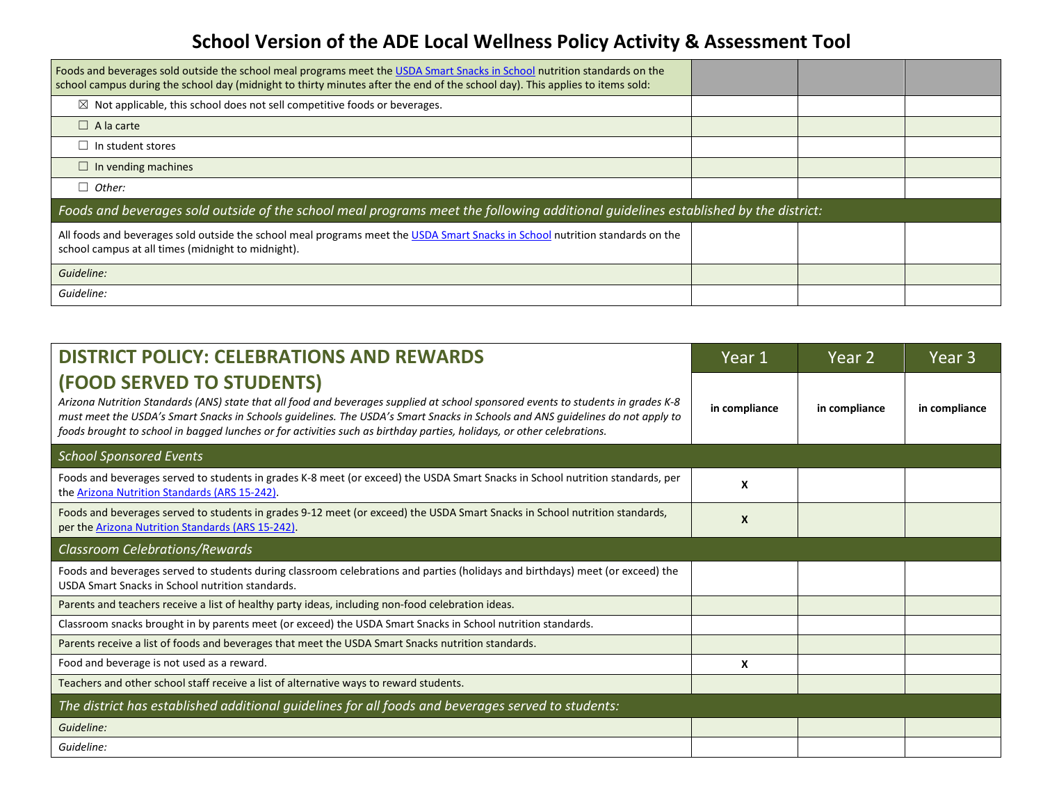# School Version of the ADE Local Wellness Policy Activity & Assessment Tool

| | | | |
|---|---|---|---|
| Foods and beverages sold outside the school meal programs meet the [USDA Smart Snacks in School](USDA Smart Snacks in School) nutrition standards on the school campus during the school day (midnight to thirty minutes after the end of the school day). This applies to items sold: | | | |
| ☒ Not applicable, this school does not sell competitive foods or beverages. | | | |
| ☐ A la carte | | | |
| ☐ In student stores | | | |
| ☐ In vending machines | | | |
| ☐ *Other:* | | | |
| *Foods and beverages sold outside of the school meal programs meet the following additional guidelines established by the district:* | | | |
| All foods and beverages sold outside the school meal programs meet the USDA Smart Snacks in School nutrition standards on the school campus at all times (midnight to midnight). | | | |
| *Guideline:* | | | |
| *Guideline:* | | | |

| **DISTRICT POLICY: CELEBRATIONS AND REWARDS (FOOD SERVED TO STUDENTS)** *Arizona Nutrition Standards (ANS) state that all food and beverages supplied at school sponsored events to students in grades K-8 must meet the USDA's Smart Snacks in Schools guidelines. The USDA's Smart Snacks in Schools and ANS guidelines do not apply to foods brought to school in bagged lunches or for activities such as birthday parties, holidays, or other celebrations.* | Year 1 in compliance | Year 2 in compliance | Year 3 in compliance |
|---|---|---|---|
| *School Sponsored Events* | | | |
| Foods and beverages served to students in grades K-8 meet (or exceed) the USDA Smart Snacks in School nutrition standards, per the Arizona Nutrition Standards (ARS 15-242). | **X** | | |
| Foods and beverages served to students in grades 9-12 meet (or exceed) the USDA Smart Snacks in School nutrition standards, per the Arizona Nutrition Standards (ARS 15-242). | **X** | | |
| *Classroom Celebrations/Rewards* | | | |
| Foods and beverages served to students during classroom celebrations and parties (holidays and birthdays) meet (or exceed) the USDA Smart Snacks in School nutrition standards. | | | |
| Parents and teachers receive a list of healthy party ideas, including non-food celebration ideas. | | | |
| Classroom snacks brought in by parents meet (or exceed) the USDA Smart Snacks in School nutrition standards. | | | |
| Parents receive a list of foods and beverages that meet the USDA Smart Snacks nutrition standards. | | | |
| Food and beverage is not used as a reward. | **X** | | |
| Teachers and other school staff receive a list of alternative ways to reward students. | | | |
| *The district has established additional guidelines for all foods and beverages served to students:* | | | |
| *Guideline:* | | | |
| *Guideline:* | | | |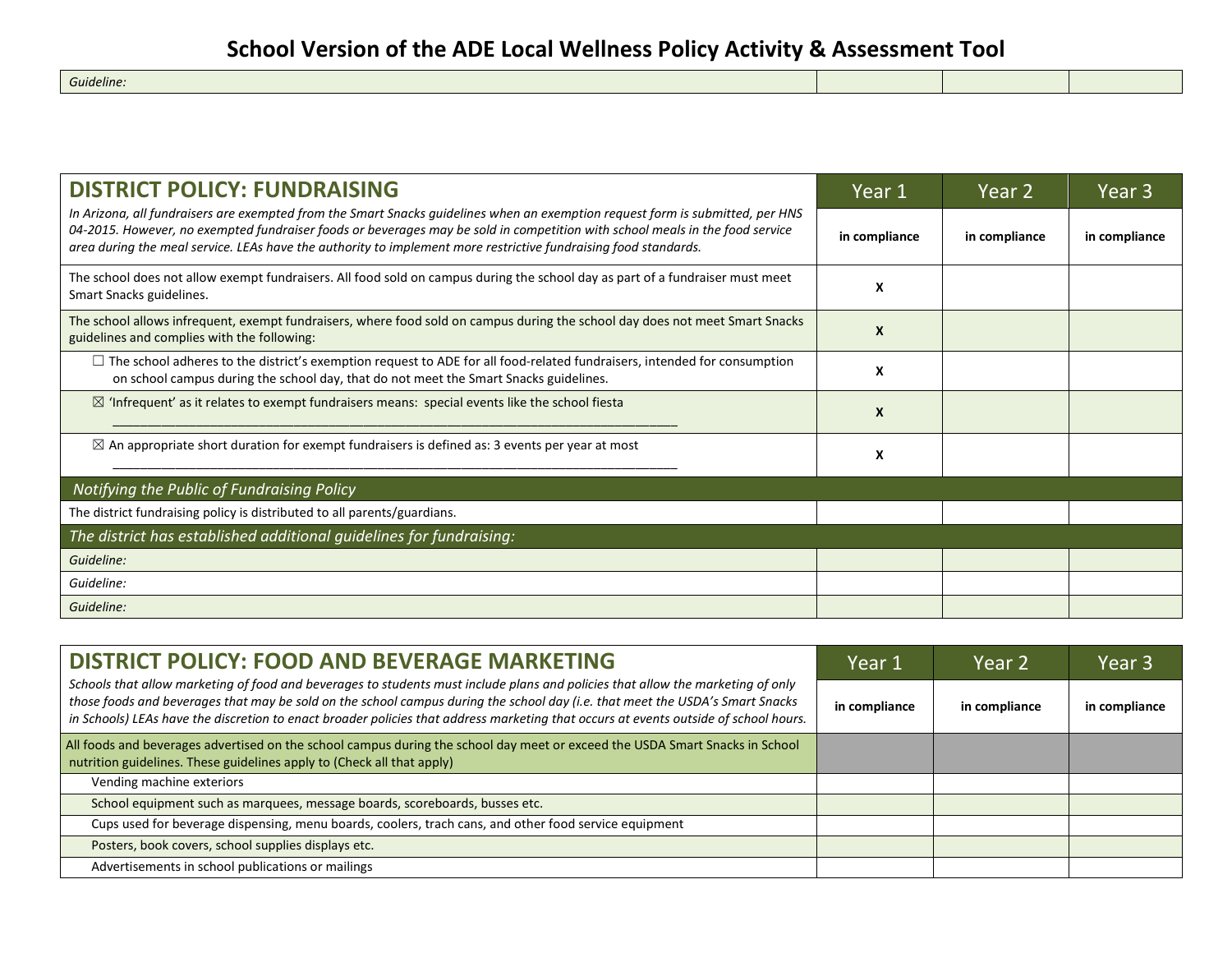# School Version of the ADE Local Wellness Policy Activity & Assessment Tool

| *Guideline:* | | | |
|---|---|---|---|

| **DISTRICT POLICY: FUNDRAISING**<br>*In Arizona, all fundraisers are exempted from the Smart Snacks guidelines when an exemption request form is submitted, per HNS 04-2015. However, no exempted fundraiser foods or beverages may be sold in competition with school meals in the food service area during the meal service. LEAs have the authority to implement more restrictive fundraising food standards.* | Year 1<br>**in compliance** | Year 2<br>**in compliance** | Year 3<br>**in compliance** |
|---|---|---|---|
| The school does not allow exempt fundraisers. All food sold on campus during the school day as part of a fundraiser must meet Smart Snacks guidelines. | **X** | | |
| The school allows infrequent, exempt fundraisers, where food sold on campus during the school day does not meet Smart Snacks guidelines and complies with the following: | **X** | | |
| ☐ The school adheres to the district's exemption request to ADE for all food-related fundraisers, intended for consumption on school campus during the school day, that do not meet the Smart Snacks guidelines. | **X** | | |
| ☒ 'Infrequent' as it relates to exempt fundraisers means: special events like the school fiesta ________________ | **X** | | |
| ☒ An appropriate short duration for exempt fundraisers is defined as: 3 events per year at most ________________ | **X** | | |
| *Notifying the Public of Fundraising Policy* | | | |
| The district fundraising policy is distributed to all parents/guardians. | | | |
| *The district has established additional guidelines for fundraising:* | | | |
| *Guideline:* | | | |
| *Guideline:* | | | |
| *Guideline:* | | | |

| **DISTRICT POLICY: FOOD AND BEVERAGE MARKETING**<br>*Schools that allow marketing of food and beverages to students must include plans and policies that allow the marketing of only those foods and beverages that may be sold on the school campus during the school day (i.e. that meet the USDA's Smart Snacks in Schools) LEAs have the discretion to enact broader policies that address marketing that occurs at events outside of school hours.* | Year 1<br>**in compliance** | Year 2<br>**in compliance** | Year 3<br>**in compliance** |
|---|---|---|---|
| All foods and beverages advertised on the school campus during the school day meet or exceed the USDA Smart Snacks in School nutrition guidelines. These guidelines apply to (Check all that apply) | | | |
| Vending machine exteriors | | | |
| School equipment such as marquees, message boards, scoreboards, busses etc. | | | |
| Cups used for beverage dispensing, menu boards, coolers, trach cans, and other food service equipment | | | |
| Posters, book covers, school supplies displays etc. | | | |
| Advertisements in school publications or mailings | | | |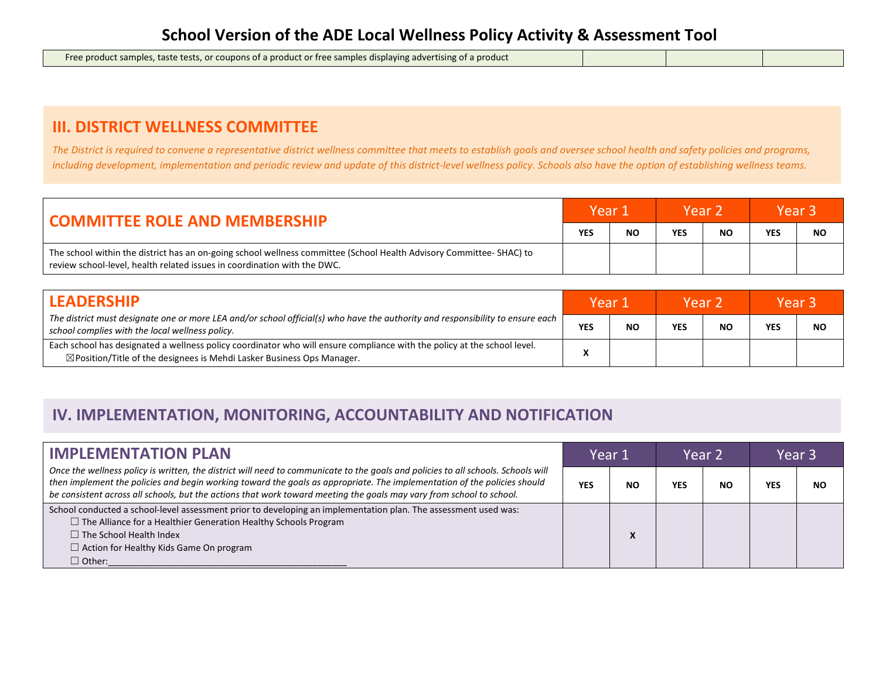# School Version of the ADE Local Wellness Policy Activity & Assessment Tool

| | | | |
|---|---|---|---|
| Free product samples, taste tests, or coupons of a product or free samples displaying advertising of a product | | | |

## III. DISTRICT WELLNESS COMMITTEE

*The District is required to convene a representative district wellness committee that meets to establish goals and oversee school health and safety policies and programs, including development, implementation and periodic review and update of this district-level wellness policy. Schools also have the option of establishing wellness teams.*

| COMMITTEE ROLE AND MEMBERSHIP | Year 1 | | Year 2 | | Year 3 | |
|---|---|---|---|---|---|---|
| | YES | NO | YES | NO | YES | NO |
| The school within the district has an on-going school wellness committee (School Health Advisory Committee- SHAC) to review school-level, health related issues in coordination with the DWC. | | | | | | |

| LEADERSHIP<br>*The district must designate one or more LEA and/or school official(s) who have the authority and responsibility to ensure each school complies with the local wellness policy.* | Year 1 | | Year 2 | | Year 3 | |
|---|---|---|---|---|---|---|
| | YES | NO | YES | NO | YES | NO |
| Each school has designated a wellness policy coordinator who will ensure compliance with the policy at the school level.<br>☒Position/Title of the designees is Mehdi Lasker Business Ops Manager. | X | | | | | |

## IV. IMPLEMENTATION, MONITORING, ACCOUNTABILITY AND NOTIFICATION

| IMPLEMENTATION PLAN<br>*Once the wellness policy is written, the district will need to communicate to the goals and policies to all schools. Schools will then implement the policies and begin working toward the goals as appropriate. The implementation of the policies should be consistent across all schools, but the actions that work toward meeting the goals may vary from school to school.* | Year 1 | | Year 2 | | Year 3 | |
|---|---|---|---|---|---|---|
| | YES | NO | YES | NO | YES | NO |
| School conducted a school-level assessment prior to developing an implementation plan. The assessment used was:<br>☐ The Alliance for a Healthier Generation Healthy Schools Program<br>☐ The School Health Index<br>☐ Action for Healthy Kids Game On program<br>☐ Other:_______________________________________________ | | X | | | | |